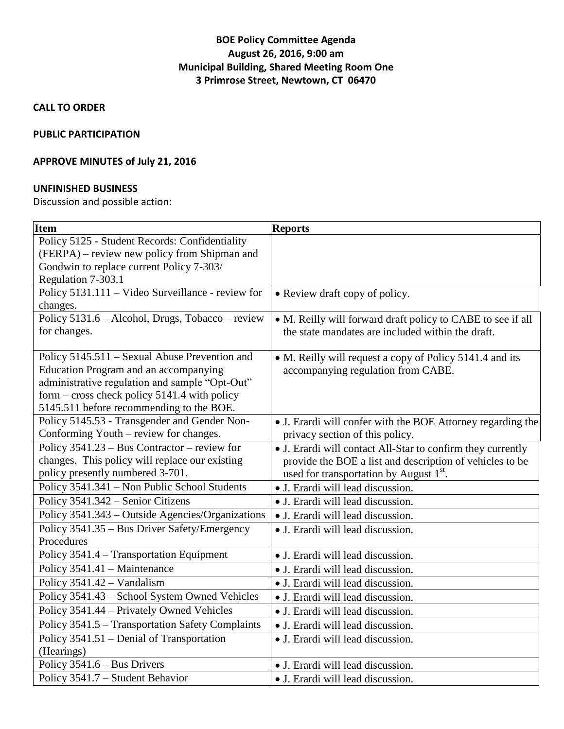# BOE Policy Committee Agenda
## August 26, 2016, 9:00 am
## Municipal Building, Shared Meeting Room One
## 3 Primrose Street, Newtown, CT 06470

**CALL TO ORDER**

**PUBLIC PARTICIPATION**

**APPROVE MINUTES of July 21, 2016**

**UNFINISHED BUSINESS**

Discussion and possible action:

| Item | Reports |
|---|---|
| Policy 5125 - Student Records: Confidentiality (FERPA) – review new policy from Shipman and Goodwin to replace current Policy 7-303/ Regulation 7-303.1 | |
| Policy 5131.111 – Video Surveillance - review for changes. | • Review draft copy of policy. |
| Policy 5131.6 – Alcohol, Drugs, Tobacco – review for changes. | • M. Reilly will forward draft policy to CABE to see if all the state mandates are included within the draft. |
| Policy 5145.511 – Sexual Abuse Prevention and Education Program and an accompanying administrative regulation and sample "Opt-Out" form – cross check policy 5141.4 with policy 5145.511 before recommending to the BOE. | • M. Reilly will request a copy of Policy 5141.4 and its accompanying regulation from CABE. |
| Policy 5145.53 - Transgender and Gender Non-Conforming Youth – review for changes. | • J. Erardi will confer with the BOE Attorney regarding the privacy section of this policy. |
| Policy 3541.23 – Bus Contractor – review for changes. This policy will replace our existing policy presently numbered 3-701. | • J. Erardi will contact All-Star to confirm they currently provide the BOE a list and description of vehicles to be used for transportation by August 1st. |
| Policy 3541.341 – Non Public School Students | • J. Erardi will lead discussion. |
| Policy 3541.342 – Senior Citizens | • J. Erardi will lead discussion. |
| Policy 3541.343 – Outside Agencies/Organizations | • J. Erardi will lead discussion. |
| Policy 3541.35 – Bus Driver Safety/Emergency Procedures | • J. Erardi will lead discussion. |
| Policy 3541.4 – Transportation Equipment | • J. Erardi will lead discussion. |
| Policy 3541.41 – Maintenance | • J. Erardi will lead discussion. |
| Policy 3541.42 – Vandalism | • J. Erardi will lead discussion. |
| Policy 3541.43 – School System Owned Vehicles | • J. Erardi will lead discussion. |
| Policy 3541.44 – Privately Owned Vehicles | • J. Erardi will lead discussion. |
| Policy 3541.5 – Transportation Safety Complaints | • J. Erardi will lead discussion. |
| Policy 3541.51 – Denial of Transportation (Hearings) | • J. Erardi will lead discussion. |
| Policy 3541.6 – Bus Drivers | • J. Erardi will lead discussion. |
| Policy 3541.7 – Student Behavior | • J. Erardi will lead discussion. |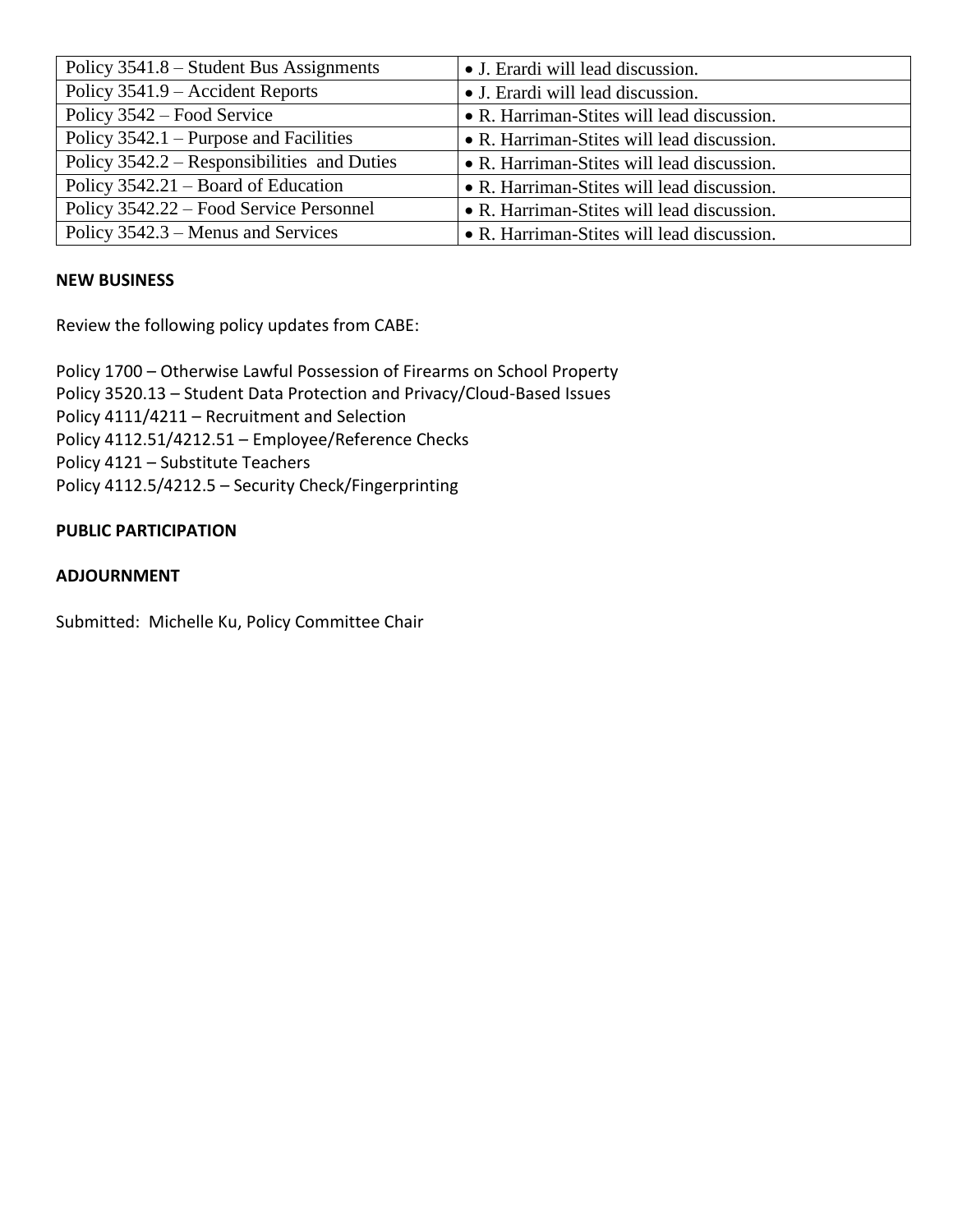| | |
|---|---|
| Policy 3541.8 – Student Bus Assignments | • J. Erardi will lead discussion. |
| Policy 3541.9 – Accident Reports | • J. Erardi will lead discussion. |
| Policy 3542 – Food Service | • R. Harriman-Stites will lead discussion. |
| Policy 3542.1 – Purpose and Facilities | • R. Harriman-Stites will lead discussion. |
| Policy 3542.2 – Responsibilities and Duties | • R. Harriman-Stites will lead discussion. |
| Policy 3542.21 – Board of Education | • R. Harriman-Stites will lead discussion. |
| Policy 3542.22 – Food Service Personnel | • R. Harriman-Stites will lead discussion. |
| Policy 3542.3 – Menus and Services | • R. Harriman-Stites will lead discussion. |

**NEW BUSINESS**

Review the following policy updates from CABE:

Policy 1700 – Otherwise Lawful Possession of Firearms on School Property
Policy 3520.13 – Student Data Protection and Privacy/Cloud-Based Issues
Policy 4111/4211 – Recruitment and Selection
Policy 4112.51/4212.51 – Employee/Reference Checks
Policy 4121 – Substitute Teachers
Policy 4112.5/4212.5 – Security Check/Fingerprinting

**PUBLIC PARTICIPATION**

**ADJOURNMENT**

Submitted: Michelle Ku, Policy Committee Chair